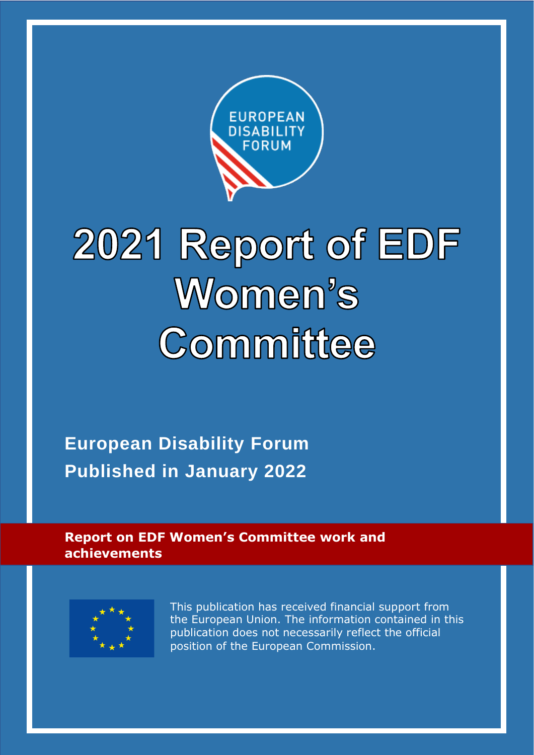EUROPEAN DISABILITY FORUM

# 2021 Report of EDF Women's Committee

**European Disability Forum**

**Published in January 2022**

**Report on EDF Women's Committee work and achievements**

This publication has received financial support from the European Union. The information contained in this publication does not necessarily reflect the official position of the European Commission.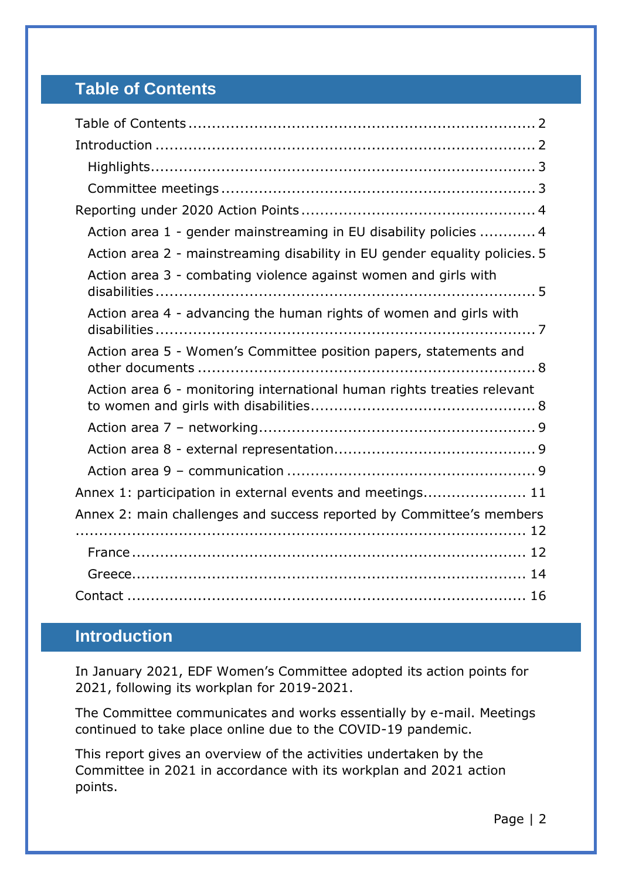## Table of Contents

Table of Contents ........................................................................ 2
Introduction ................................................................................ 2
- Highlights................................................................................ 3
- Committee meetings ................................................................. 3

Reporting under 2020 Action Points ................................................. 4
- Action area 1 - gender mainstreaming in EU disability policies ........... 4
- Action area 2 - mainstreaming disability in EU gender equality policies. 5
- Action area 3 - combating violence against women and girls with disabilities ..................................................................................... 5
- Action area 4 - advancing the human rights of women and girls with disabilities ..................................................................................... 7
- Action area 5 - Women's Committee position papers, statements and other documents ......................................................................... 8
- Action area 6 - monitoring international human rights treaties relevant to women and girls with disabilities............................................... 8
- Action area 7 – networking......................................................... 9
- Action area 8 - external representation.......................................... 9
- Action area 9 – communication .................................................... 9

Annex 1: participation in external events and meetings..................... 11
Annex 2: main challenges and success reported by Committee's members ......................................................................................... 12
- France ................................................................................... 12
- Greece.................................................................................... 14

Contact ...................................................................................... 16

## Introduction

In January 2021, EDF Women's Committee adopted its action points for 2021, following its workplan for 2019-2021.

The Committee communicates and works essentially by e-mail. Meetings continued to take place online due to the COVID-19 pandemic.

This report gives an overview of the activities undertaken by the Committee in 2021 in accordance with its workplan and 2021 action points.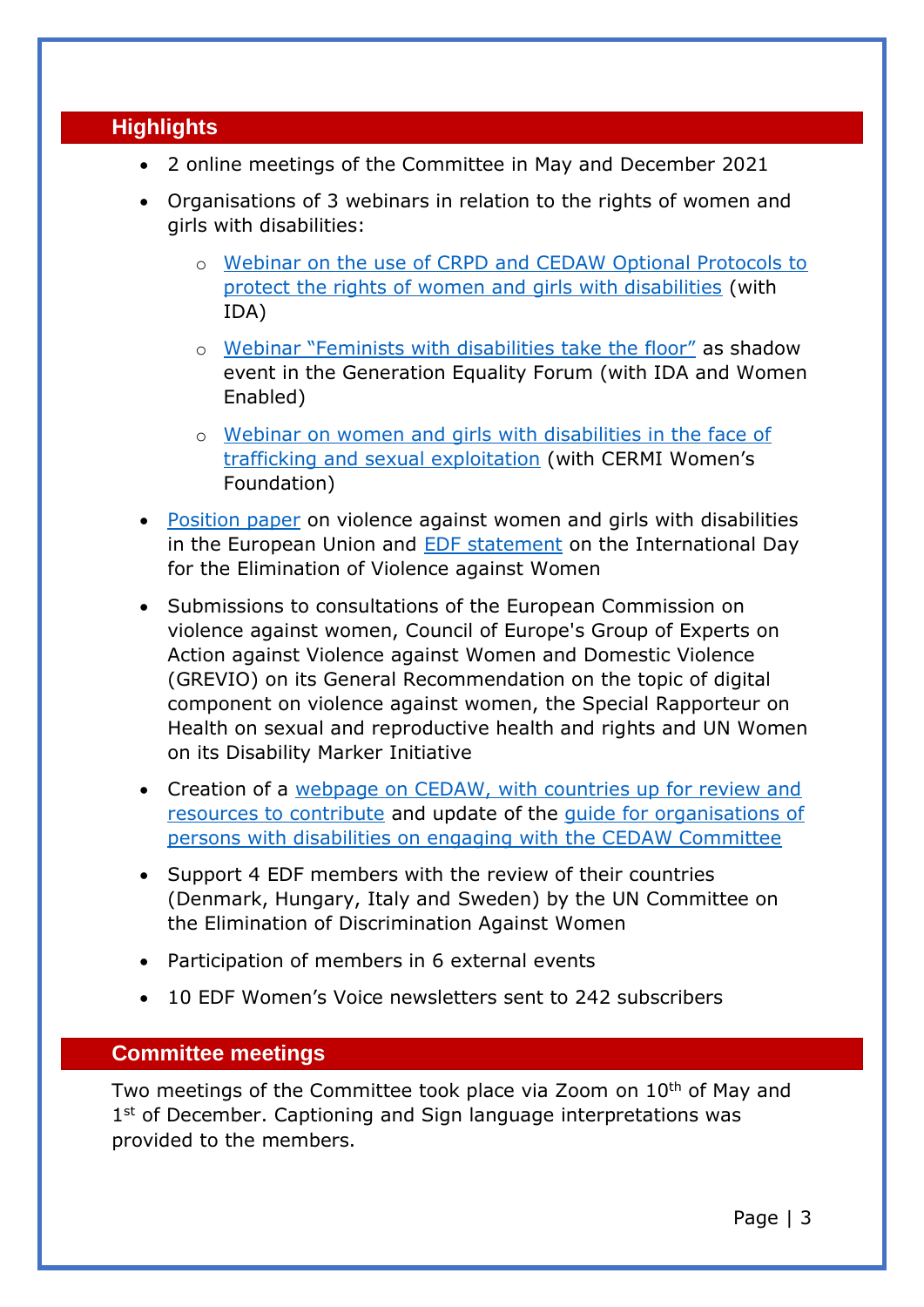## Highlights

- 2 online meetings of the Committee in May and December 2021
- Organisations of 3 webinars in relation to the rights of women and girls with disabilities:
  - Webinar on the use of CRPD and CEDAW Optional Protocols to protect the rights of women and girls with disabilities (with IDA)
  - Webinar "Feminists with disabilities take the floor" as shadow event in the Generation Equality Forum (with IDA and Women Enabled)
  - Webinar on women and girls with disabilities in the face of trafficking and sexual exploitation (with CERMI Women's Foundation)
- Position paper on violence against women and girls with disabilities in the European Union and EDF statement on the International Day for the Elimination of Violence against Women
- Submissions to consultations of the European Commission on violence against women, Council of Europe's Group of Experts on Action against Violence against Women and Domestic Violence (GREVIO) on its General Recommendation on the topic of digital component on violence against women, the Special Rapporteur on Health on sexual and reproductive health and rights and UN Women on its Disability Marker Initiative
- Creation of a webpage on CEDAW, with countries up for review and resources to contribute and update of the guide for organisations of persons with disabilities on engaging with the CEDAW Committee
- Support 4 EDF members with the review of their countries (Denmark, Hungary, Italy and Sweden) by the UN Committee on the Elimination of Discrimination Against Women
- Participation of members in 6 external events
- 10 EDF Women's Voice newsletters sent to 242 subscribers

## Committee meetings

Two meetings of the Committee took place via Zoom on 10th of May and 1st of December. Captioning and Sign language interpretations was provided to the members.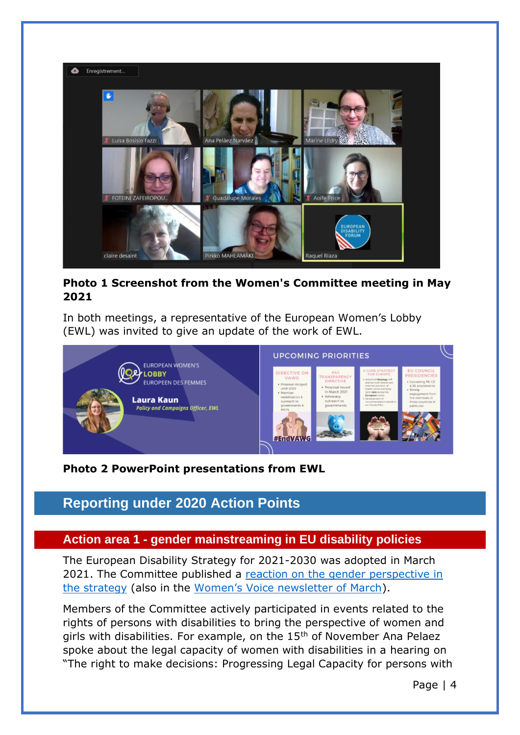**Photo 1 Screenshot from the Women's Committee meeting in May 2021**

In both meetings, a representative of the European Women's Lobby (EWL) was invited to give an update of the work of EWL.

**Photo 2 PowerPoint presentations from EWL**

## Reporting under 2020 Action Points

### Action area 1 - gender mainstreaming in EU disability policies

The European Disability Strategy for 2021-2030 was adopted in March 2021. The Committee published a [reaction on the gender perspective in the strategy]() (also in the [Women's Voice newsletter of March]()).

Members of the Committee actively participated in events related to the rights of persons with disabilities to bring the perspective of women and girls with disabilities. For example, on the 15th of November Ana Pelaez spoke about the legal capacity of women with disabilities in a hearing on "The right to make decisions: Progressing Legal Capacity for persons with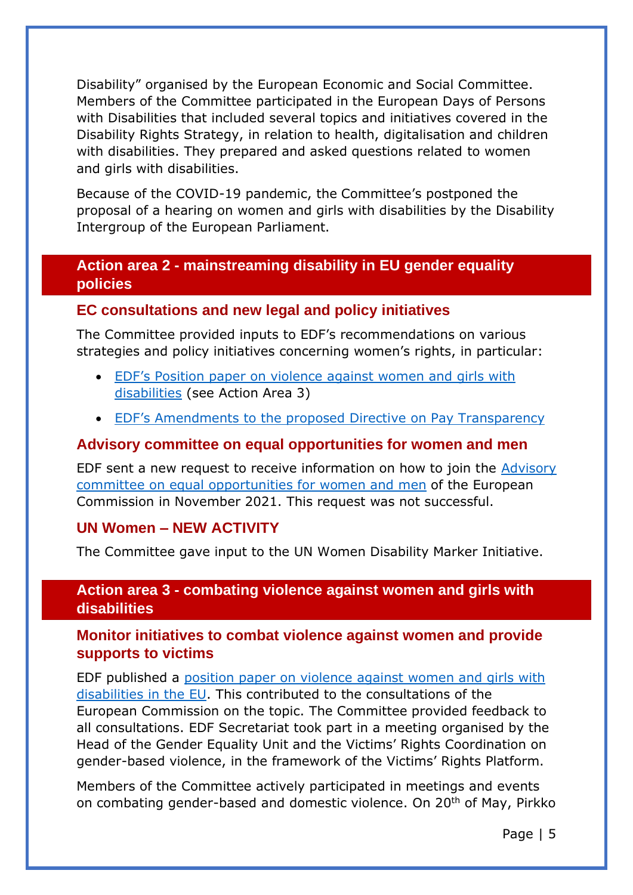Disability" organised by the European Economic and Social Committee. Members of the Committee participated in the European Days of Persons with Disabilities that included several topics and initiatives covered in the Disability Rights Strategy, in relation to health, digitalisation and children with disabilities. They prepared and asked questions related to women and girls with disabilities.

Because of the COVID-19 pandemic, the Committee's postponed the proposal of a hearing on women and girls with disabilities by the Disability Intergroup of the European Parliament.

## Action area 2 - mainstreaming disability in EU gender equality policies

### EC consultations and new legal and policy initiatives

The Committee provided inputs to EDF's recommendations on various strategies and policy initiatives concerning women's rights, in particular:

- EDF's Position paper on violence against women and girls with disabilities (see Action Area 3)
- EDF's Amendments to the proposed Directive on Pay Transparency

### Advisory committee on equal opportunities for women and men

EDF sent a new request to receive information on how to join the Advisory committee on equal opportunities for women and men of the European Commission in November 2021. This request was not successful.

### UN Women – NEW ACTIVITY

The Committee gave input to the UN Women Disability Marker Initiative.

## Action area 3 - combating violence against women and girls with disabilities

### Monitor initiatives to combat violence against women and provide supports to victims

EDF published a position paper on violence against women and girls with disabilities in the EU. This contributed to the consultations of the European Commission on the topic. The Committee provided feedback to all consultations. EDF Secretariat took part in a meeting organised by the Head of the Gender Equality Unit and the Victims' Rights Coordination on gender-based violence, in the framework of the Victims' Rights Platform.

Members of the Committee actively participated in meetings and events on combating gender-based and domestic violence. On 20th of May, Pirkko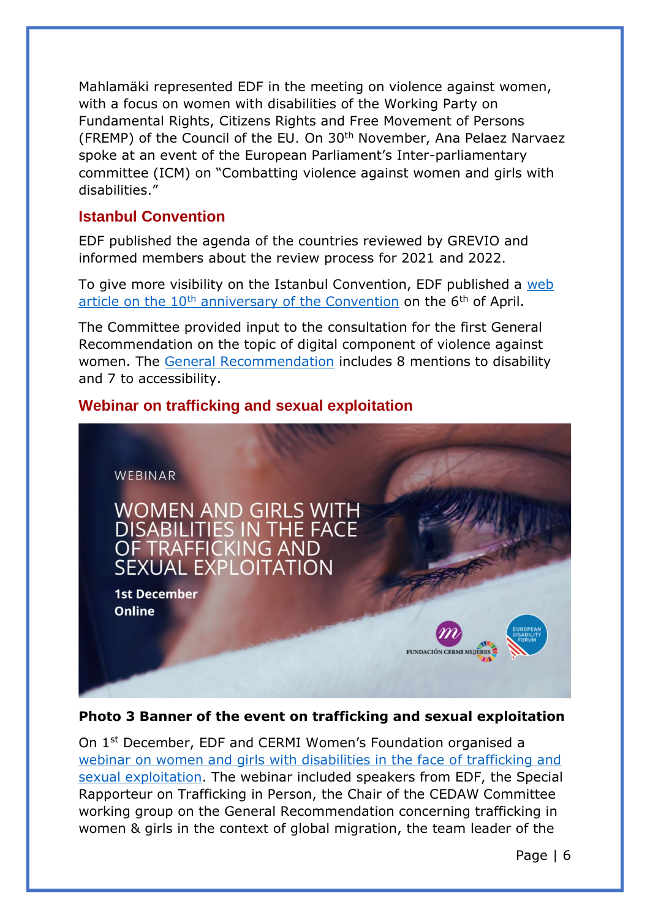Mahlamäki represented EDF in the meeting on violence against women, with a focus on women with disabilities of the Working Party on Fundamental Rights, Citizens Rights and Free Movement of Persons (FREMP) of the Council of the EU. On 30th November, Ana Pelaez Narvaez spoke at an event of the European Parliament's Inter-parliamentary committee (ICM) on "Combatting violence against women and girls with disabilities."

## Istanbul Convention

EDF published the agenda of the countries reviewed by GREVIO and informed members about the review process for 2021 and 2022.

To give more visibility on the Istanbul Convention, EDF published a web article on the 10th anniversary of the Convention on the 6th of April.

The Committee provided input to the consultation for the first General Recommendation on the topic of digital component of violence against women. The General Recommendation includes 8 mentions to disability and 7 to accessibility.

## Webinar on trafficking and sexual exploitation

WEBINAR

WOMEN AND GIRLS WITH DISABILITIES IN THE FACE OF TRAFFICKING AND SEXUAL EXPLOITATION

1st December
Online

**Photo 3 Banner of the event on trafficking and sexual exploitation**

On 1st December, EDF and CERMI Women's Foundation organised a webinar on women and girls with disabilities in the face of trafficking and sexual exploitation. The webinar included speakers from EDF, the Special Rapporteur on Trafficking in Person, the Chair of the CEDAW Committee working group on the General Recommendation concerning trafficking in women & girls in the context of global migration, the team leader of the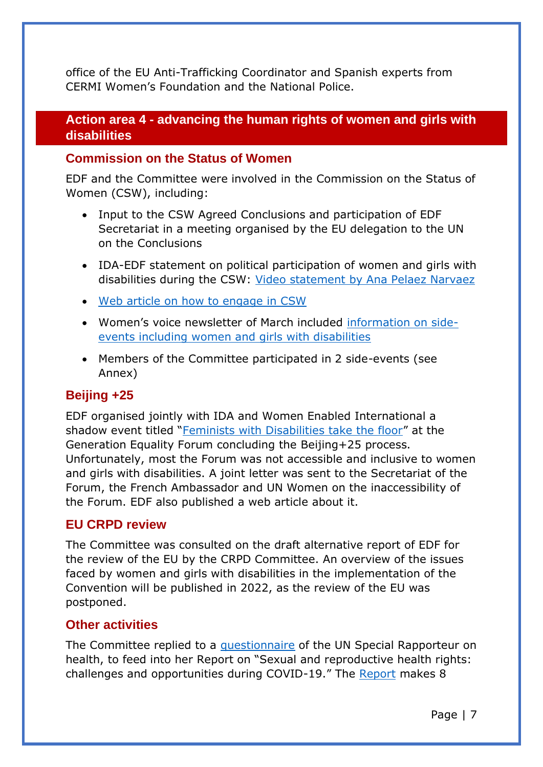office of the EU Anti-Trafficking Coordinator and Spanish experts from CERMI Women's Foundation and the National Police.

## Action area 4 - advancing the human rights of women and girls with disabilities

### Commission on the Status of Women

EDF and the Committee were involved in the Commission on the Status of Women (CSW), including:

- Input to the CSW Agreed Conclusions and participation of EDF Secretariat in a meeting organised by the EU delegation to the UN on the Conclusions
- IDA-EDF statement on political participation of women and girls with disabilities during the CSW: Video statement by Ana Pelaez Narvaez
- Web article on how to engage in CSW
- Women's voice newsletter of March included information on side-events including women and girls with disabilities
- Members of the Committee participated in 2 side-events (see Annex)

### Beijing +25

EDF organised jointly with IDA and Women Enabled International a shadow event titled "Feminists with Disabilities take the floor" at the Generation Equality Forum concluding the Beijing+25 process. Unfortunately, most the Forum was not accessible and inclusive to women and girls with disabilities. A joint letter was sent to the Secretariat of the Forum, the French Ambassador and UN Women on the inaccessibility of the Forum. EDF also published a web article about it.

### EU CRPD review

The Committee was consulted on the draft alternative report of EDF for the review of the EU by the CRPD Committee. An overview of the issues faced by women and girls with disabilities in the implementation of the Convention will be published in 2022, as the review of the EU was postponed.

### Other activities

The Committee replied to a questionnaire of the UN Special Rapporteur on health, to feed into her Report on "Sexual and reproductive health rights: challenges and opportunities during COVID-19." The Report makes 8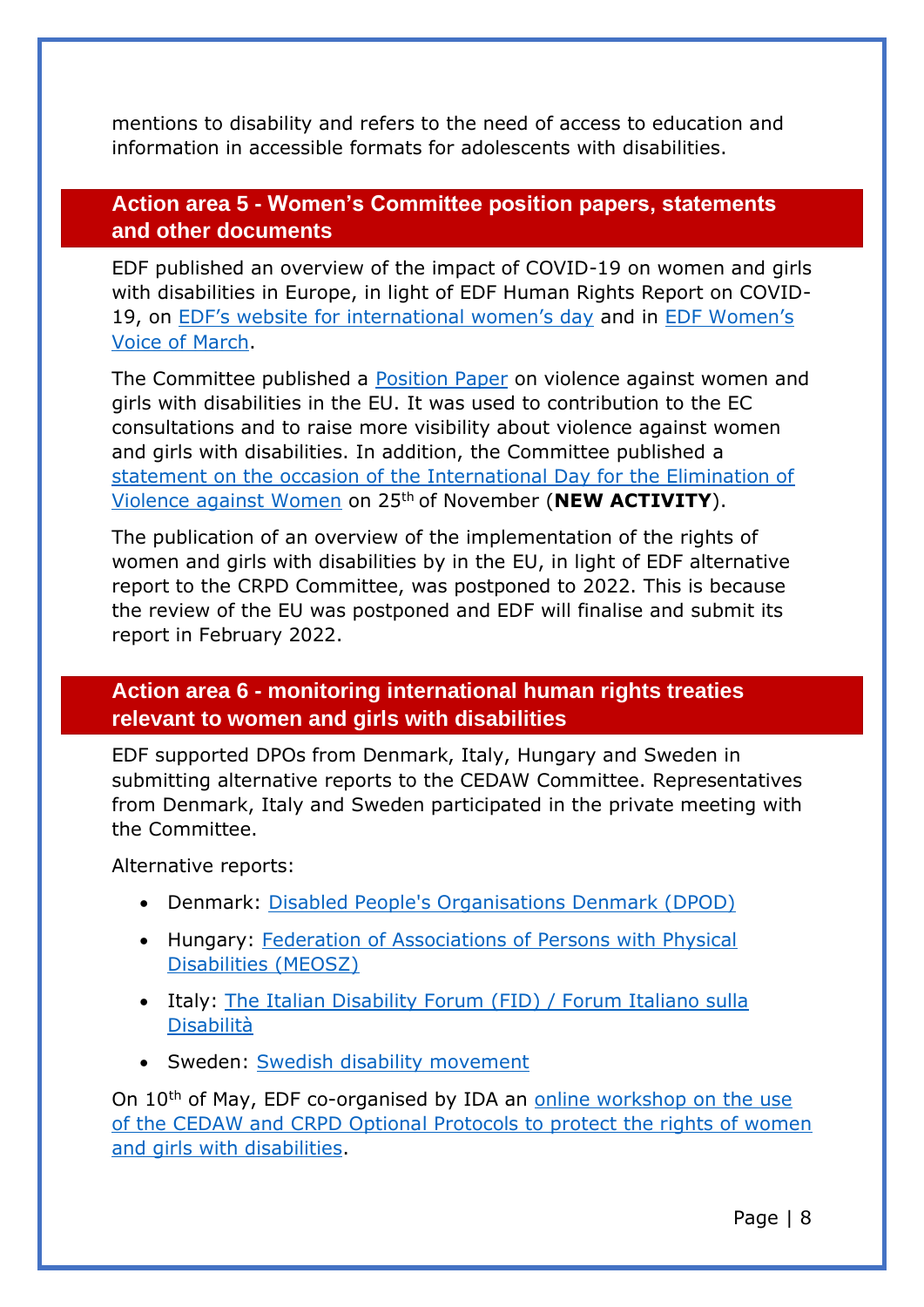mentions to disability and refers to the need of access to education and information in accessible formats for adolescents with disabilities.

## Action area 5 - Women's Committee position papers, statements and other documents

EDF published an overview of the impact of COVID-19 on women and girls with disabilities in Europe, in light of EDF Human Rights Report on COVID-19, on EDF's website for international women's day and in EDF Women's Voice of March.

The Committee published a Position Paper on violence against women and girls with disabilities in the EU. It was used to contribution to the EC consultations and to raise more visibility about violence against women and girls with disabilities. In addition, the Committee published a statement on the occasion of the International Day for the Elimination of Violence against Women on 25th of November (**NEW ACTIVITY**).

The publication of an overview of the implementation of the rights of women and girls with disabilities by in the EU, in light of EDF alternative report to the CRPD Committee, was postponed to 2022. This is because the review of the EU was postponed and EDF will finalise and submit its report in February 2022.

## Action area 6 - monitoring international human rights treaties relevant to women and girls with disabilities

EDF supported DPOs from Denmark, Italy, Hungary and Sweden in submitting alternative reports to the CEDAW Committee. Representatives from Denmark, Italy and Sweden participated in the private meeting with the Committee.

Alternative reports:

- Denmark: Disabled People's Organisations Denmark (DPOD)
- Hungary: Federation of Associations of Persons with Physical Disabilities (MEOSZ)
- Italy: The Italian Disability Forum (FID) / Forum Italiano sulla Disabilità
- Sweden: Swedish disability movement

On 10th of May, EDF co-organised by IDA an online workshop on the use of the CEDAW and CRPD Optional Protocols to protect the rights of women and girls with disabilities.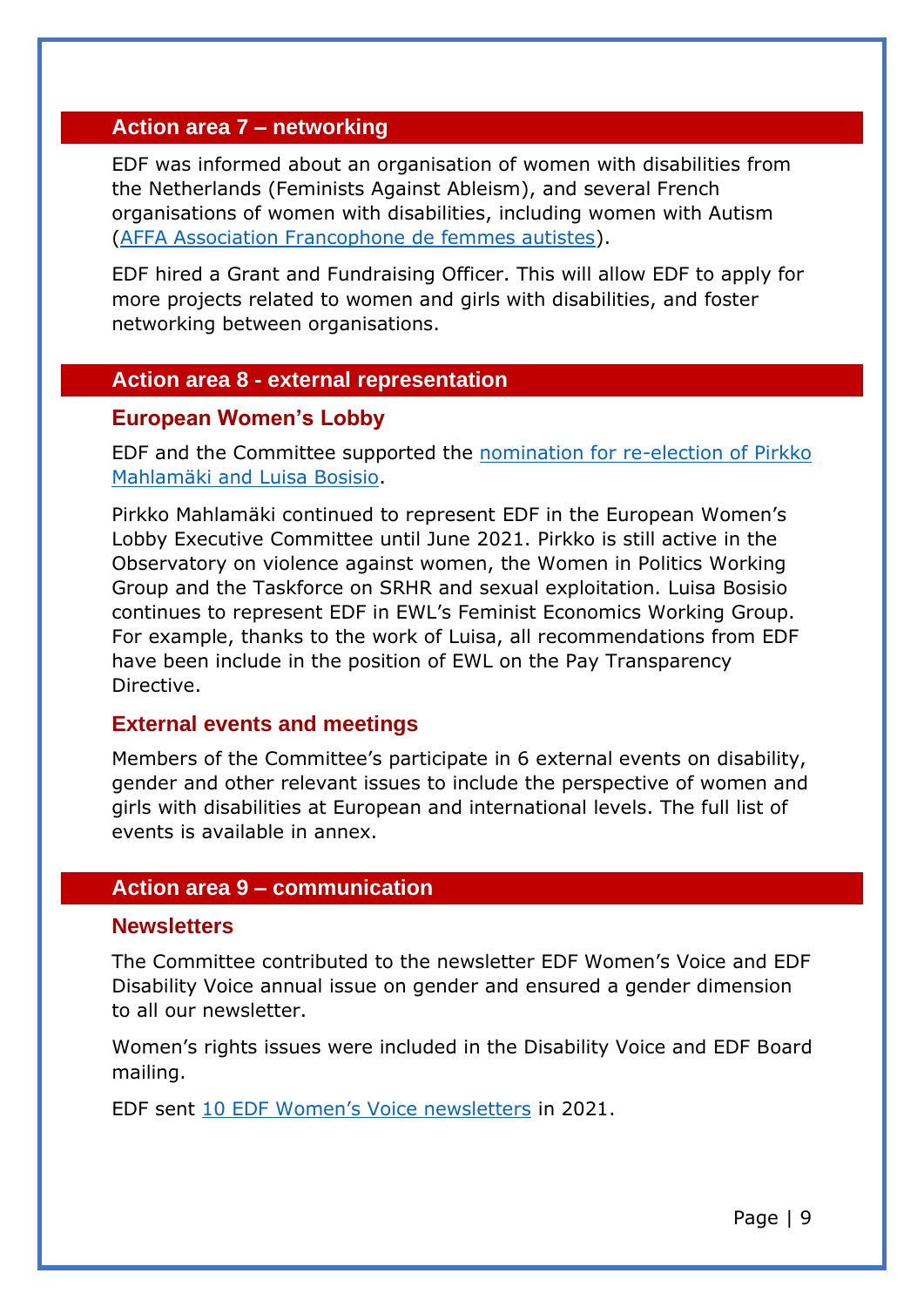## Action area 7 – networking

EDF was informed about an organisation of women with disabilities from the Netherlands (Feminists Against Ableism), and several French organisations of women with disabilities, including women with Autism (AFFA Association Francophone de femmes autistes).

EDF hired a Grant and Fundraising Officer. This will allow EDF to apply for more projects related to women and girls with disabilities, and foster networking between organisations.

## Action area 8 - external representation

### European Women's Lobby

EDF and the Committee supported the nomination for re-election of Pirkko Mahlamäki and Luisa Bosisio.

Pirkko Mahlamäki continued to represent EDF in the European Women's Lobby Executive Committee until June 2021. Pirkko is still active in the Observatory on violence against women, the Women in Politics Working Group and the Taskforce on SRHR and sexual exploitation. Luisa Bosisio continues to represent EDF in EWL's Feminist Economics Working Group. For example, thanks to the work of Luisa, all recommendations from EDF have been include in the position of EWL on the Pay Transparency Directive.

### External events and meetings

Members of the Committee's participate in 6 external events on disability, gender and other relevant issues to include the perspective of women and girls with disabilities at European and international levels. The full list of events is available in annex.

## Action area 9 – communication

### Newsletters

The Committee contributed to the newsletter EDF Women's Voice and EDF Disability Voice annual issue on gender and ensured a gender dimension to all our newsletter.

Women's rights issues were included in the Disability Voice and EDF Board mailing.

EDF sent 10 EDF Women's Voice newsletters in 2021.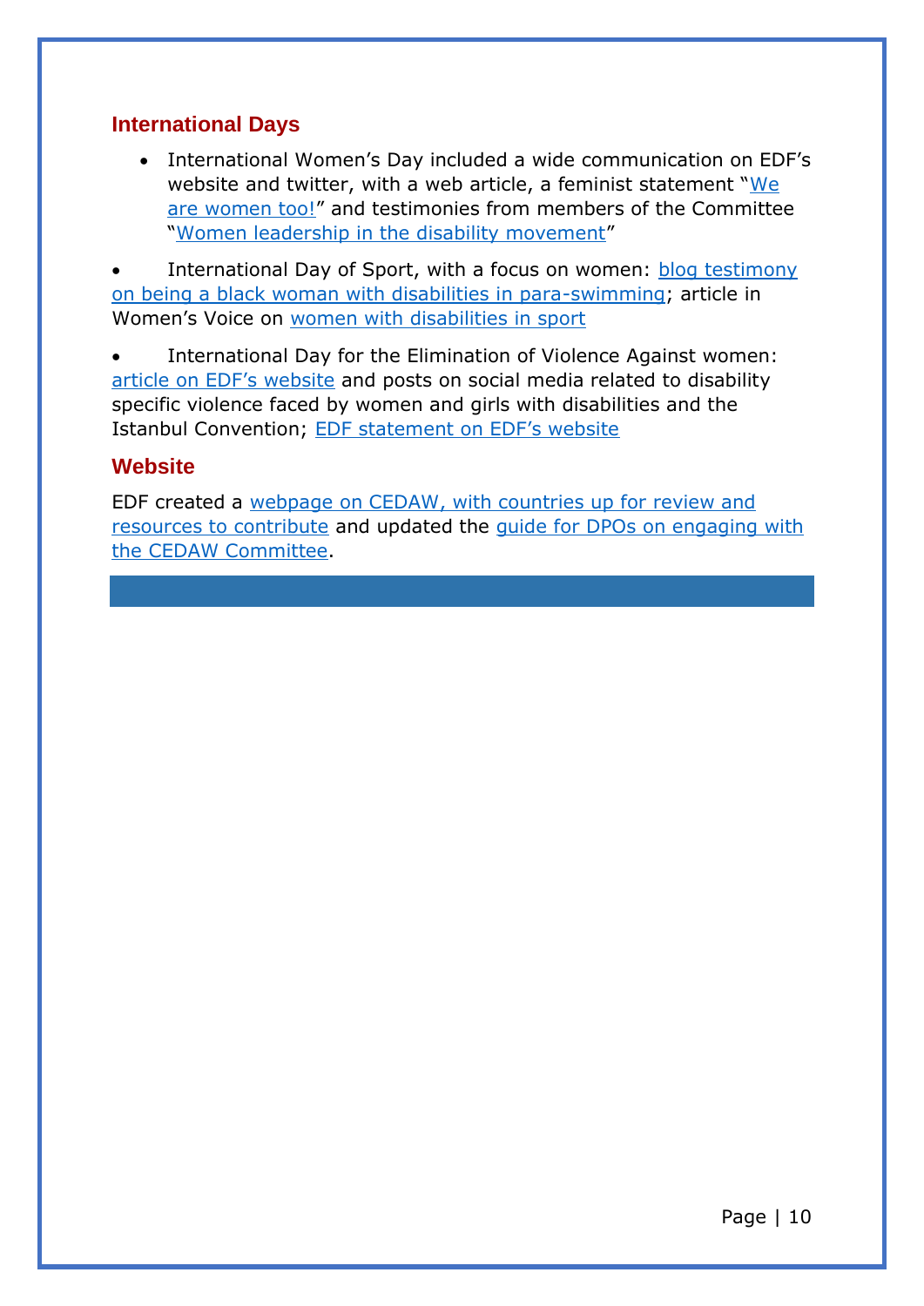## International Days

- International Women's Day included a wide communication on EDF's website and twitter, with a web article, a feminist statement "We are women too!" and testimonies from members of the Committee "Women leadership in the disability movement"

- International Day of Sport, with a focus on women: blog testimony on being a black woman with disabilities in para-swimming; article in Women's Voice on women with disabilities in sport

- International Day for the Elimination of Violence Against women: article on EDF's website and posts on social media related to disability specific violence faced by women and girls with disabilities and the Istanbul Convention; EDF statement on EDF's website

## Website

EDF created a webpage on CEDAW, with countries up for review and resources to contribute and updated the guide for DPOs on engaging with the CEDAW Committee.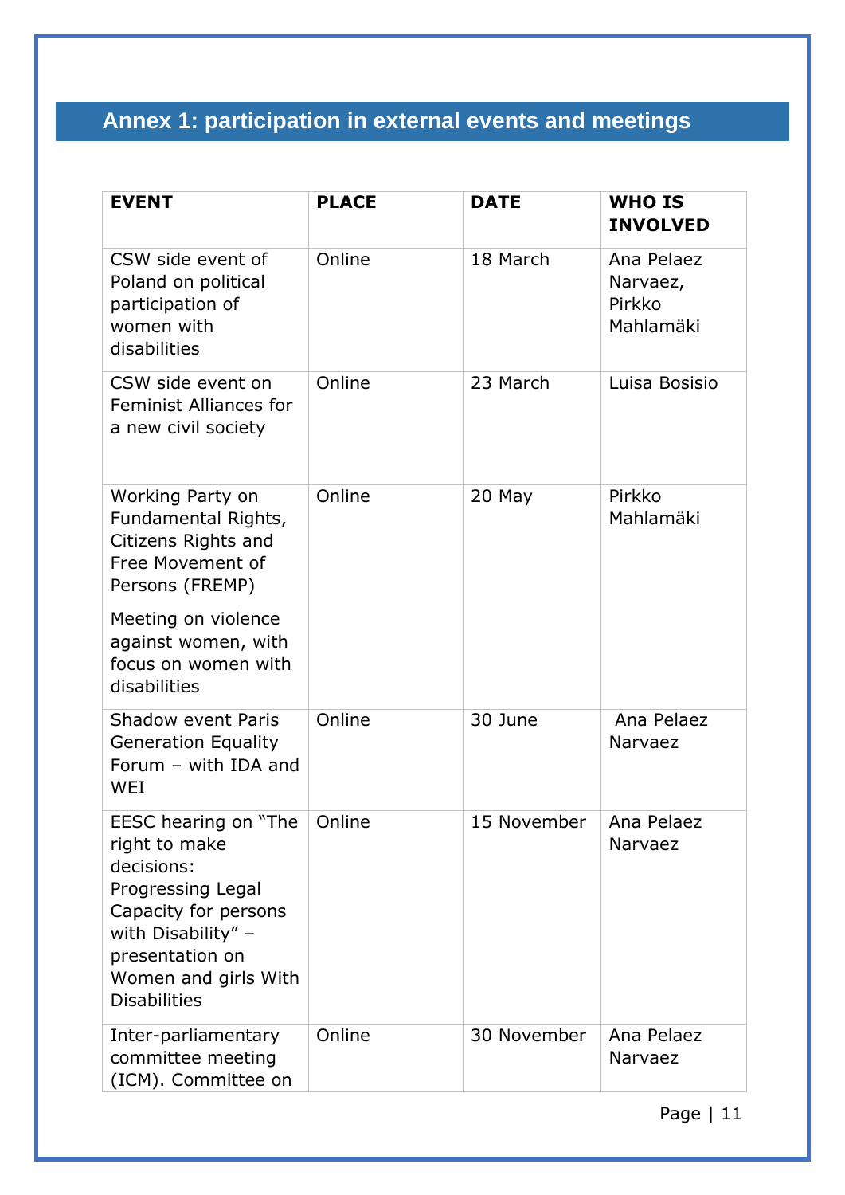## Annex 1: participation in external events and meetings

| EVENT | PLACE | DATE | WHO IS INVOLVED |
| --- | --- | --- | --- |
| CSW side event of Poland on political participation of women with disabilities | Online | 18 March | Ana Pelaez Narvaez, Pirkko Mahlamäki |
| CSW side event on Feminist Alliances for a new civil society | Online | 23 March | Luisa Bosisio |
| Working Party on Fundamental Rights, Citizens Rights and Free Movement of Persons (FREMP)<br><br>Meeting on violence against women, with focus on women with disabilities | Online | 20 May | Pirkko Mahlamäki |
| Shadow event Paris Generation Equality Forum – with IDA and WEI | Online | 30 June | Ana Pelaez Narvaez |
| EESC hearing on "The right to make decisions: Progressing Legal Capacity for persons with Disability" – presentation on Women and girls With Disabilities | Online | 15 November | Ana Pelaez Narvaez |
| Inter-parliamentary committee meeting (ICM). Committee on | Online | 30 November | Ana Pelaez Narvaez |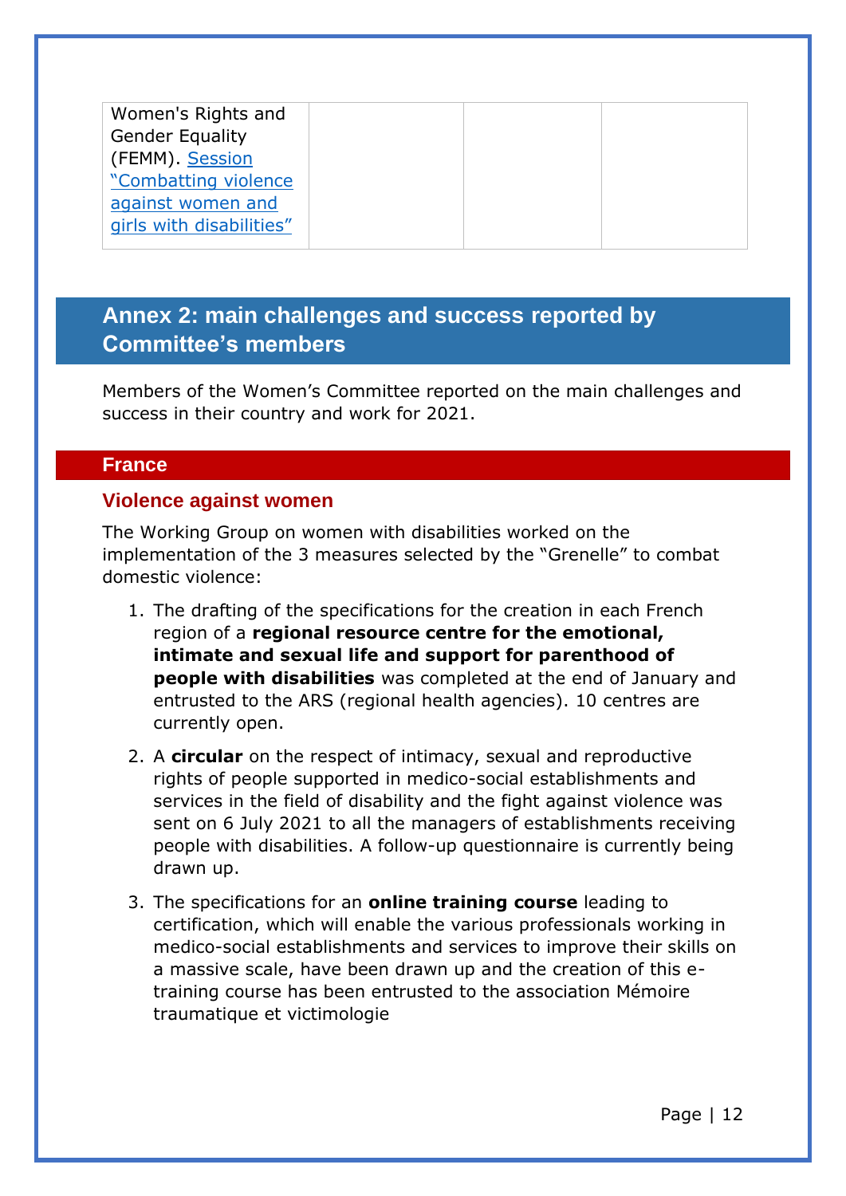| Women's Rights and Gender Equality (FEMM). Session "Combatting violence against women and girls with disabilities" | | | |
|---|---|---|---|

## Annex 2: main challenges and success reported by Committee's members

Members of the Women's Committee reported on the main challenges and success in their country and work for 2021.

### France

#### Violence against women

The Working Group on women with disabilities worked on the implementation of the 3 measures selected by the "Grenelle" to combat domestic violence:

1. The drafting of the specifications for the creation in each French region of a **regional resource centre for the emotional, intimate and sexual life and support for parenthood of people with disabilities** was completed at the end of January and entrusted to the ARS (regional health agencies). 10 centres are currently open.
2. A **circular** on the respect of intimacy, sexual and reproductive rights of people supported in medico-social establishments and services in the field of disability and the fight against violence was sent on 6 July 2021 to all the managers of establishments receiving people with disabilities. A follow-up questionnaire is currently being drawn up.
3. The specifications for an **online training course** leading to certification, which will enable the various professionals working in medico-social establishments and services to improve their skills on a massive scale, have been drawn up and the creation of this e-training course has been entrusted to the association Mémoire traumatique et victimologie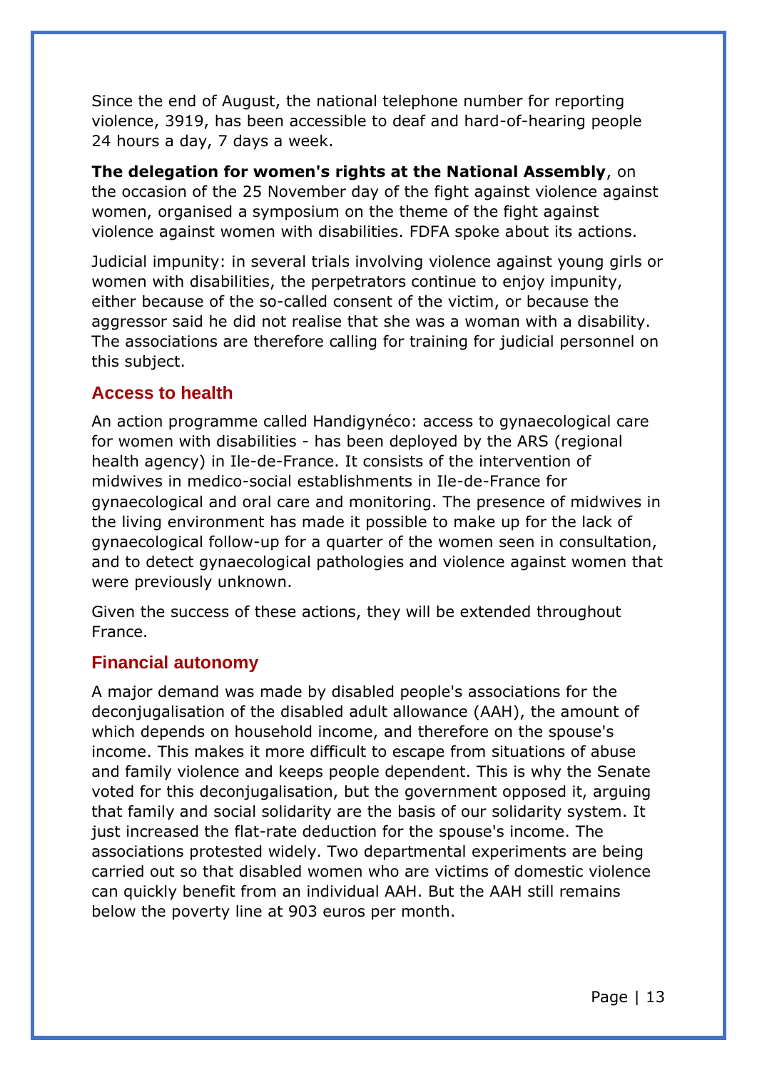Since the end of August, the national telephone number for reporting violence, 3919, has been accessible to deaf and hard-of-hearing people 24 hours a day, 7 days a week.

**The delegation for women's rights at the National Assembly**, on the occasion of the 25 November day of the fight against violence against women, organised a symposium on the theme of the fight against violence against women with disabilities. FDFA spoke about its actions.

Judicial impunity: in several trials involving violence against young girls or women with disabilities, the perpetrators continue to enjoy impunity, either because of the so-called consent of the victim, or because the aggressor said he did not realise that she was a woman with a disability. The associations are therefore calling for training for judicial personnel on this subject.

## Access to health

An action programme called Handigynéco: access to gynaecological care for women with disabilities - has been deployed by the ARS (regional health agency) in Ile-de-France. It consists of the intervention of midwives in medico-social establishments in Ile-de-France for gynaecological and oral care and monitoring. The presence of midwives in the living environment has made it possible to make up for the lack of gynaecological follow-up for a quarter of the women seen in consultation, and to detect gynaecological pathologies and violence against women that were previously unknown.

Given the success of these actions, they will be extended throughout France.

## Financial autonomy

A major demand was made by disabled people's associations for the deconjugalisation of the disabled adult allowance (AAH), the amount of which depends on household income, and therefore on the spouse's income. This makes it more difficult to escape from situations of abuse and family violence and keeps people dependent. This is why the Senate voted for this deconjugalisation, but the government opposed it, arguing that family and social solidarity are the basis of our solidarity system. It just increased the flat-rate deduction for the spouse's income. The associations protested widely. Two departmental experiments are being carried out so that disabled women who are victims of domestic violence can quickly benefit from an individual AAH. But the AAH still remains below the poverty line at 903 euros per month.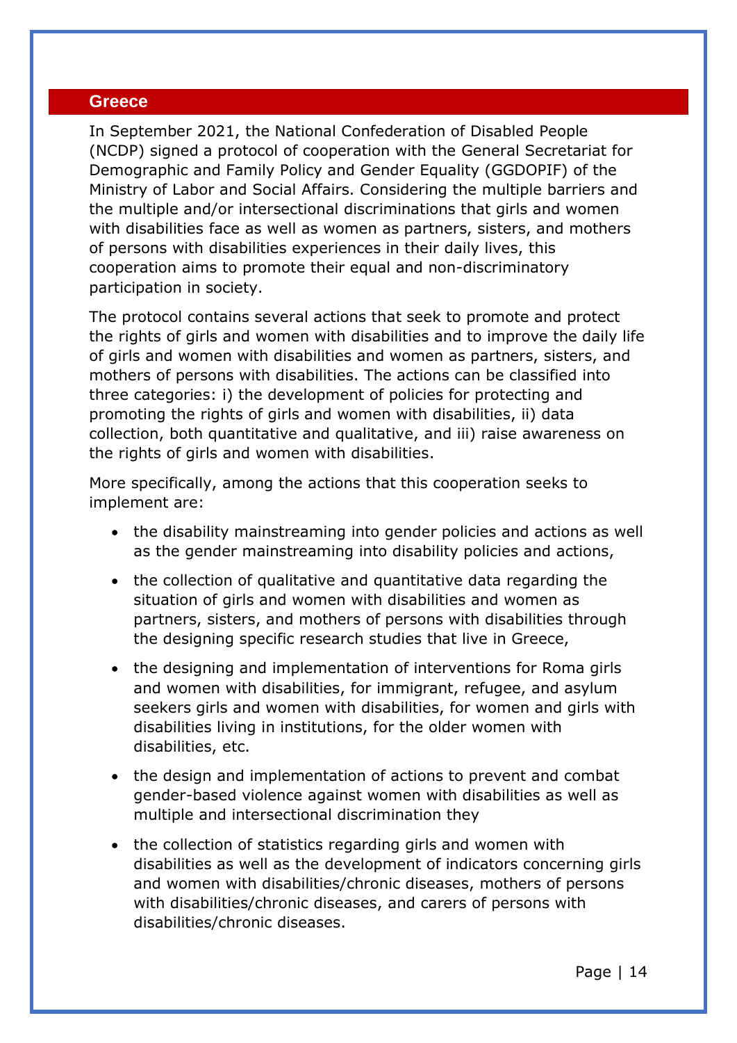## Greece

In September 2021, the National Confederation of Disabled People (NCDP) signed a protocol of cooperation with the General Secretariat for Demographic and Family Policy and Gender Equality (GGDOPIF) of the Ministry of Labor and Social Affairs. Considering the multiple barriers and the multiple and/or intersectional discriminations that girls and women with disabilities face as well as women as partners, sisters, and mothers of persons with disabilities experiences in their daily lives, this cooperation aims to promote their equal and non-discriminatory participation in society.

The protocol contains several actions that seek to promote and protect the rights of girls and women with disabilities and to improve the daily life of girls and women with disabilities and women as partners, sisters, and mothers of persons with disabilities. The actions can be classified into three categories: i) the development of policies for protecting and promoting the rights of girls and women with disabilities, ii) data collection, both quantitative and qualitative, and iii) raise awareness on the rights of girls and women with disabilities.

More specifically, among the actions that this cooperation seeks to implement are:

- the disability mainstreaming into gender policies and actions as well as the gender mainstreaming into disability policies and actions,
- the collection of qualitative and quantitative data regarding the situation of girls and women with disabilities and women as partners, sisters, and mothers of persons with disabilities through the designing specific research studies that live in Greece,
- the designing and implementation of interventions for Roma girls and women with disabilities, for immigrant, refugee, and asylum seekers girls and women with disabilities, for women and girls with disabilities living in institutions, for the older women with disabilities, etc.
- the design and implementation of actions to prevent and combat gender-based violence against women with disabilities as well as multiple and intersectional discrimination they
- the collection of statistics regarding girls and women with disabilities as well as the development of indicators concerning girls and women with disabilities/chronic diseases, mothers of persons with disabilities/chronic diseases, and carers of persons with disabilities/chronic diseases.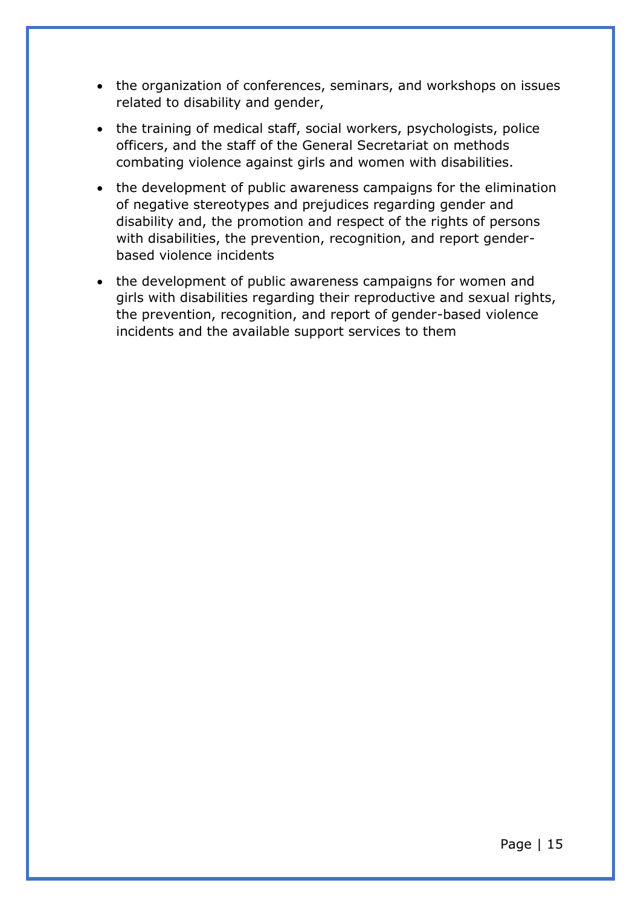- the organization of conferences, seminars, and workshops on issues related to disability and gender,
- the training of medical staff, social workers, psychologists, police officers, and the staff of the General Secretariat on methods combating violence against girls and women with disabilities.
- the development of public awareness campaigns for the elimination of negative stereotypes and prejudices regarding gender and disability and, the promotion and respect of the rights of persons with disabilities, the prevention, recognition, and report gender-based violence incidents
- the development of public awareness campaigns for women and girls with disabilities regarding their reproductive and sexual rights, the prevention, recognition, and report of gender-based violence incidents and the available support services to them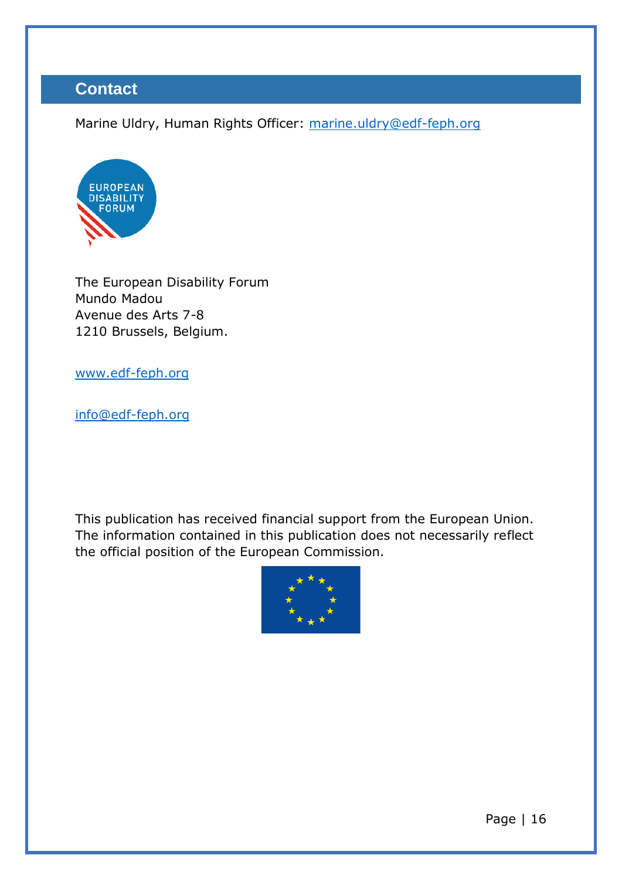## Contact

Marine Uldry, Human Rights Officer: marine.uldry@edf-feph.org

The European Disability Forum
Mundo Madou
Avenue des Arts 7-8
1210 Brussels, Belgium.

www.edf-feph.org

info@edf-feph.org

This publication has received financial support from the European Union. The information contained in this publication does not necessarily reflect the official position of the European Commission.